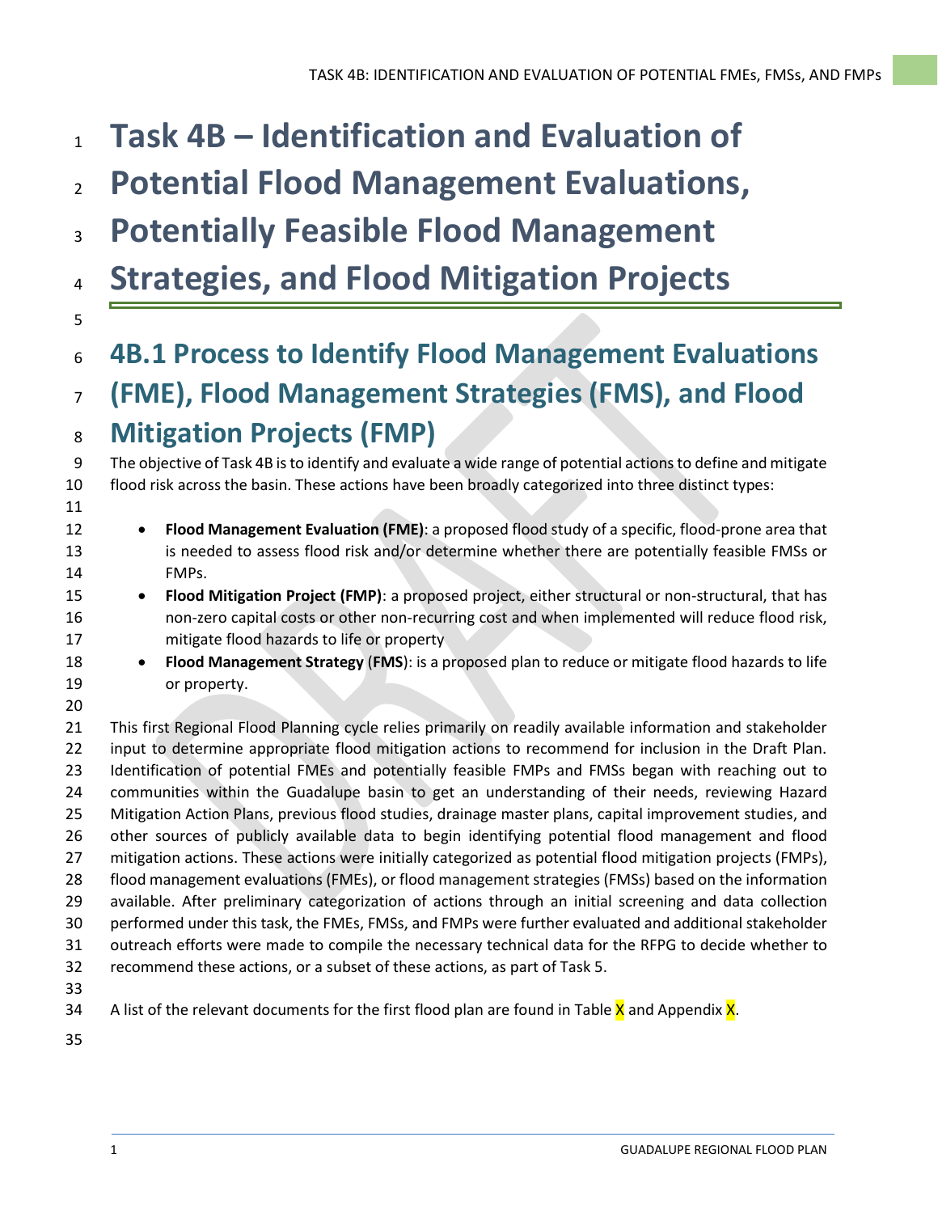# Task 4B – Identification and Evaluation of Potential Flood Management Evaluations, Potentially Feasible Flood Management Strategies, and Flood Mitigation Projects

## 4B.1 Process to Identify Flood Management Evaluations (FME), Flood Management Strategies (FMS), and Flood Mitigation Projects (FMP)

The objective of Task 4B is to identify and evaluate a wide range of potential actions to define and mitigate flood risk across the basin. These actions have been broadly categorized into three distinct types:

- **Flood Management Evaluation (FME)**: a proposed flood study of a specific, flood-prone area that is needed to assess flood risk and/or determine whether there are potentially feasible FMSs or FMPs.
- **Flood Mitigation Project (FMP)**: a proposed project, either structural or non-structural, that has non-zero capital costs or other non-recurring cost and when implemented will reduce flood risk, mitigate flood hazards to life or property
- **Flood Management Strategy** (**FMS**): is a proposed plan to reduce or mitigate flood hazards to life or property.

This first Regional Flood Planning cycle relies primarily on readily available information and stakeholder input to determine appropriate flood mitigation actions to recommend for inclusion in the Draft Plan. Identification of potential FMEs and potentially feasible FMPs and FMSs began with reaching out to communities within the Guadalupe basin to get an understanding of their needs, reviewing Hazard Mitigation Action Plans, previous flood studies, drainage master plans, capital improvement studies, and other sources of publicly available data to begin identifying potential flood management and flood mitigation actions. These actions were initially categorized as potential flood mitigation projects (FMPs), flood management evaluations (FMEs), or flood management strategies (FMSs) based on the information available. After preliminary categorization of actions through an initial screening and data collection performed under this task, the FMEs, FMSs, and FMPs were further evaluated and additional stakeholder outreach efforts were made to compile the necessary technical data for the RFPG to decide whether to recommend these actions, or a subset of these actions, as part of Task 5.

A list of the relevant documents for the first flood plan are found in Table X and Appendix X.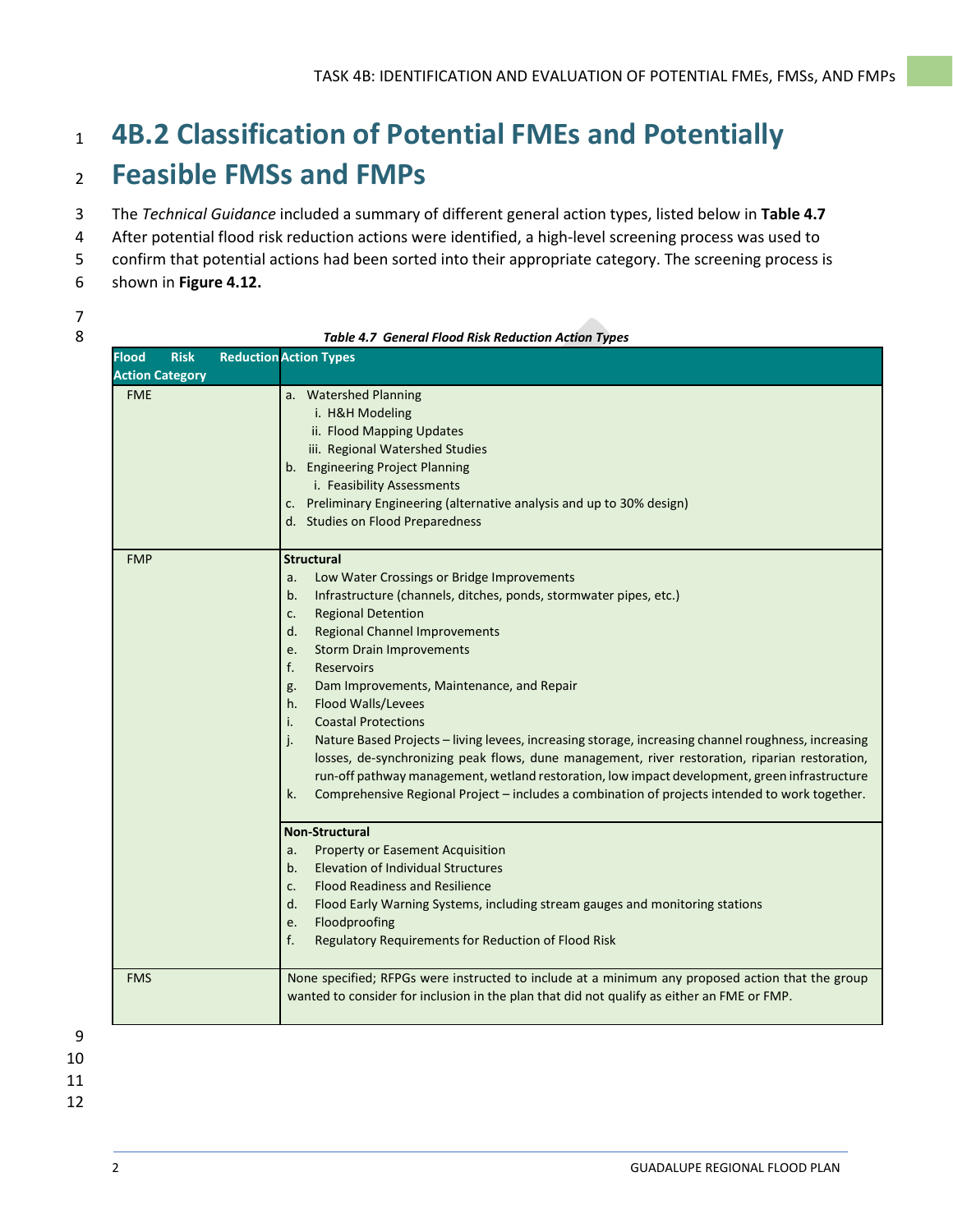# 4B.2 Classification of Potential FMEs and Potentially Feasible FMSs and FMPs

The *Technical Guidance* included a summary of different general action types, listed below in **Table 4.7** After potential flood risk reduction actions were identified, a high-level screening process was used to confirm that potential actions had been sorted into their appropriate category. The screening process is shown in **Figure 4.12.**

***Table 4.7 General Flood Risk Reduction Action Types***

| Flood Risk Reduction Action Category | Action Types |
|---|---|
| FME | a. Watershed Planning<br>i. H&H Modeling<br>ii. Flood Mapping Updates<br>iii. Regional Watershed Studies<br>b. Engineering Project Planning<br>i. Feasibility Assessments<br>c. Preliminary Engineering (alternative analysis and up to 30% design)<br>d. Studies on Flood Preparedness |
| FMP | **Structural**<br>a. Low Water Crossings or Bridge Improvements<br>b. Infrastructure (channels, ditches, ponds, stormwater pipes, etc.)<br>c. Regional Detention<br>d. Regional Channel Improvements<br>e. Storm Drain Improvements<br>f. Reservoirs<br>g. Dam Improvements, Maintenance, and Repair<br>h. Flood Walls/Levees<br>i. Coastal Protections<br>j. Nature Based Projects – living levees, increasing storage, increasing channel roughness, increasing losses, de-synchronizing peak flows, dune management, river restoration, riparian restoration, run-off pathway management, wetland restoration, low impact development, green infrastructure<br>k. Comprehensive Regional Project – includes a combination of projects intended to work together. |
| | **Non-Structural**<br>a. Property or Easement Acquisition<br>b. Elevation of Individual Structures<br>c. Flood Readiness and Resilience<br>d. Flood Early Warning Systems, including stream gauges and monitoring stations<br>e. Floodproofing<br>f. Regulatory Requirements for Reduction of Flood Risk |
| FMS | None specified; RFPGs were instructed to include at a minimum any proposed action that the group wanted to consider for inclusion in the plan that did not qualify as either an FME or FMP. |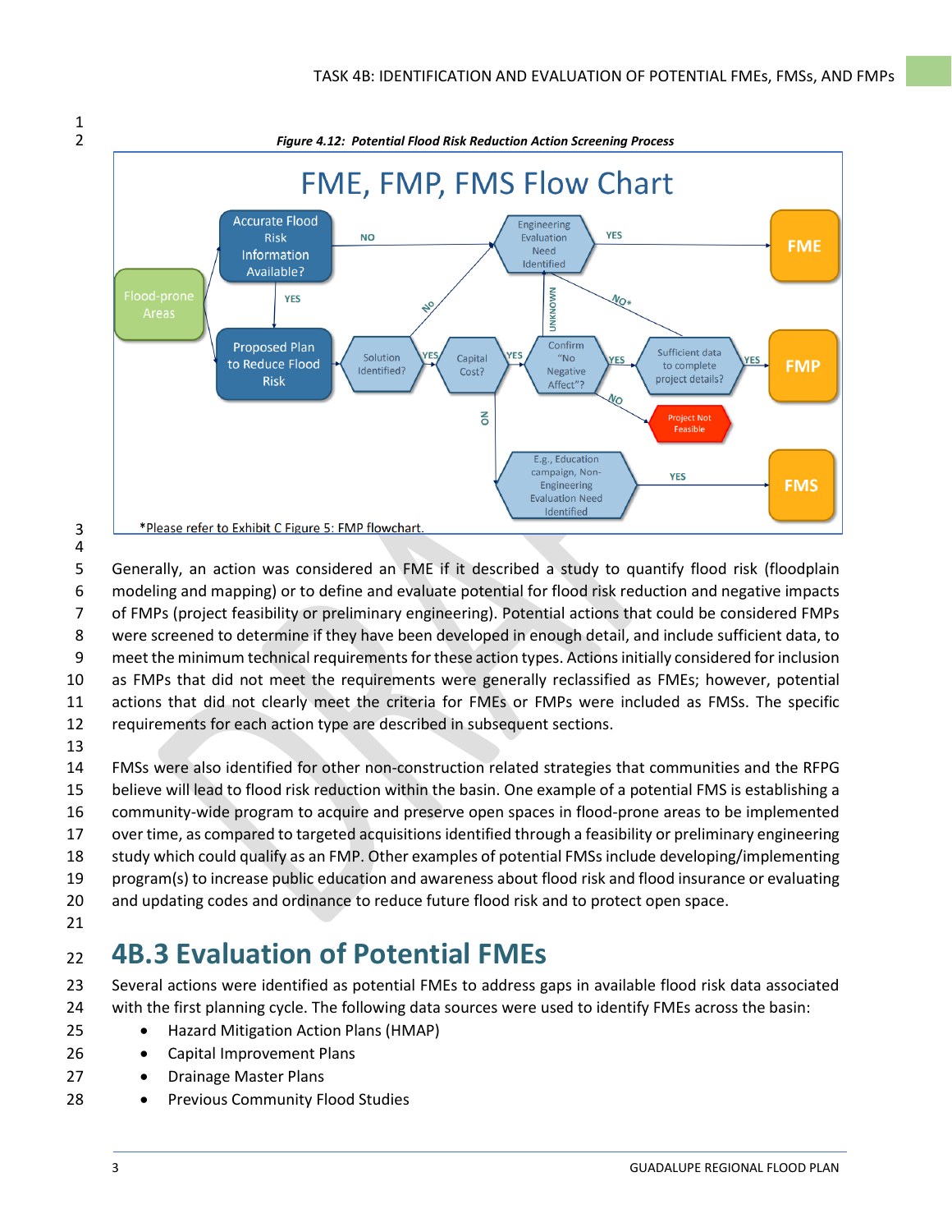*Figure 4.12: Potential Flood Risk Reduction Action Screening Process*

*Please refer to Exhibit C Figure 5: FMP flowchart.

Generally, an action was considered an FME if it described a study to quantify flood risk (floodplain modeling and mapping) or to define and evaluate potential for flood risk reduction and negative impacts of FMPs (project feasibility or preliminary engineering). Potential actions that could be considered FMPs were screened to determine if they have been developed in enough detail, and include sufficient data, to meet the minimum technical requirements for these action types. Actions initially considered for inclusion as FMPs that did not meet the requirements were generally reclassified as FMEs; however, potential actions that did not clearly meet the criteria for FMEs or FMPs were included as FMSs. The specific requirements for each action type are described in subsequent sections.

FMSs were also identified for other non-construction related strategies that communities and the RFPG believe will lead to flood risk reduction within the basin. One example of a potential FMS is establishing a community-wide program to acquire and preserve open spaces in flood-prone areas to be implemented over time, as compared to targeted acquisitions identified through a feasibility or preliminary engineering study which could qualify as an FMP. Other examples of potential FMSs include developing/implementing program(s) to increase public education and awareness about flood risk and flood insurance or evaluating and updating codes and ordinance to reduce future flood risk and to protect open space.

## 4B.3 Evaluation of Potential FMEs

Several actions were identified as potential FMEs to address gaps in available flood risk data associated with the first planning cycle. The following data sources were used to identify FMEs across the basin:

- Hazard Mitigation Action Plans (HMAP)
- Capital Improvement Plans
- Drainage Master Plans
- Previous Community Flood Studies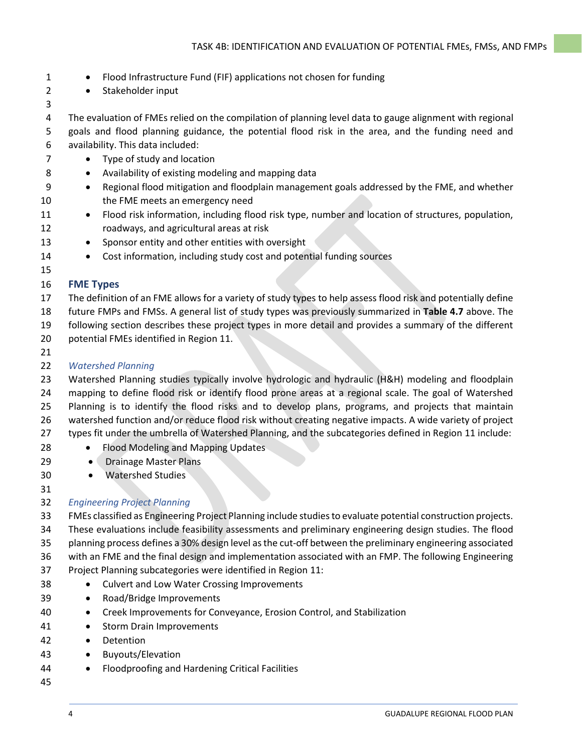- Flood Infrastructure Fund (FIF) applications not chosen for funding
- Stakeholder input

The evaluation of FMEs relied on the compilation of planning level data to gauge alignment with regional goals and flood planning guidance, the potential flood risk in the area, and the funding need and availability. This data included:

- Type of study and location
- Availability of existing modeling and mapping data
- Regional flood mitigation and floodplain management goals addressed by the FME, and whether the FME meets an emergency need
- Flood risk information, including flood risk type, number and location of structures, population, roadways, and agricultural areas at risk
- Sponsor entity and other entities with oversight
- Cost information, including study cost and potential funding sources

### FME Types

The definition of an FME allows for a variety of study types to help assess flood risk and potentially define future FMPs and FMSs. A general list of study types was previously summarized in **Table 4.7** above. The following section describes these project types in more detail and provides a summary of the different potential FMEs identified in Region 11.

#### *Watershed Planning*

Watershed Planning studies typically involve hydrologic and hydraulic (H&H) modeling and floodplain mapping to define flood risk or identify flood prone areas at a regional scale. The goal of Watershed Planning is to identify the flood risks and to develop plans, programs, and projects that maintain watershed function and/or reduce flood risk without creating negative impacts. A wide variety of project types fit under the umbrella of Watershed Planning, and the subcategories defined in Region 11 include:

- Flood Modeling and Mapping Updates
- Drainage Master Plans
- Watershed Studies

#### *Engineering Project Planning*

FMEs classified as Engineering Project Planning include studies to evaluate potential construction projects. These evaluations include feasibility assessments and preliminary engineering design studies. The flood planning process defines a 30% design level as the cut-off between the preliminary engineering associated with an FME and the final design and implementation associated with an FMP. The following Engineering Project Planning subcategories were identified in Region 11:

- Culvert and Low Water Crossing Improvements
- Road/Bridge Improvements
- Creek Improvements for Conveyance, Erosion Control, and Stabilization
- Storm Drain Improvements
- Detention
- Buyouts/Elevation
- Floodproofing and Hardening Critical Facilities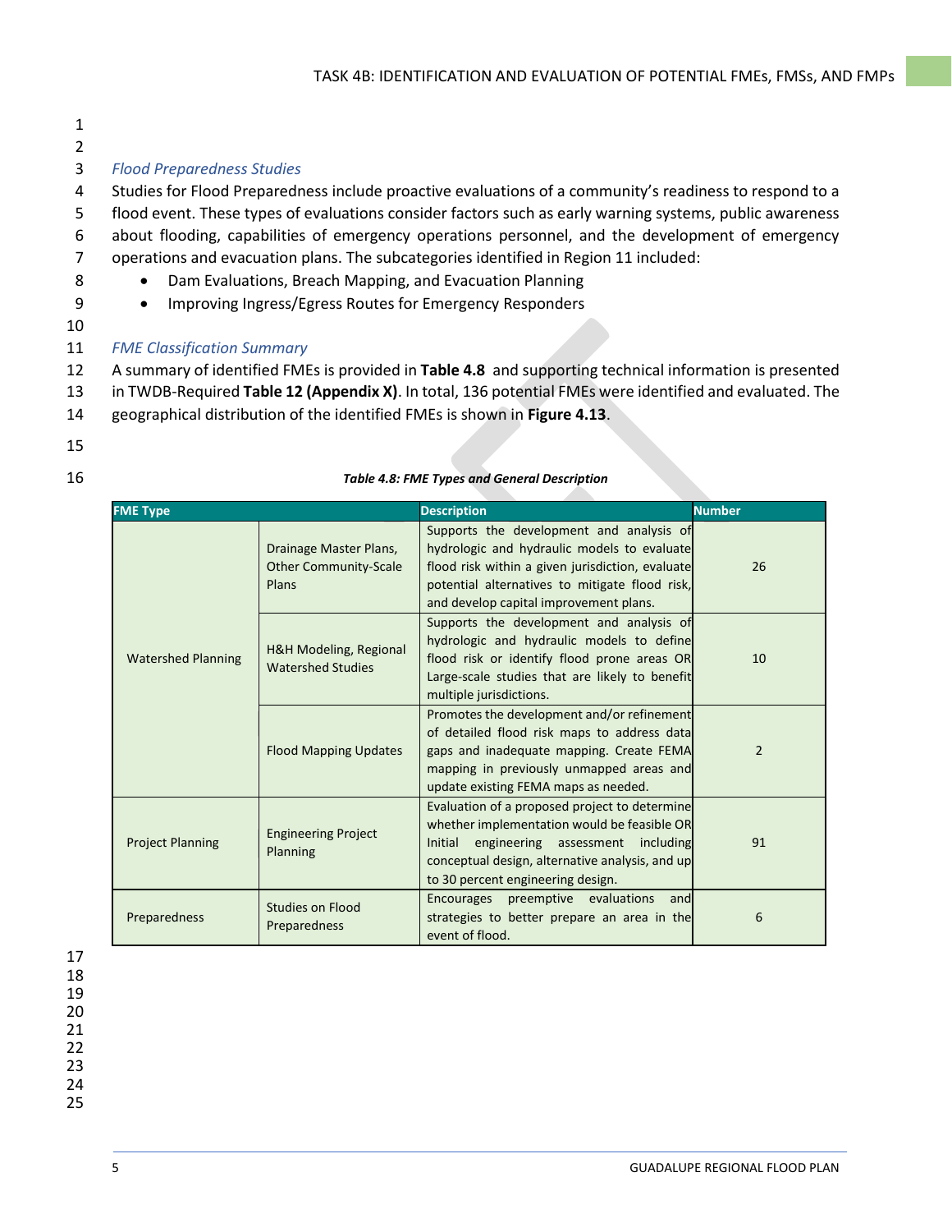### *Flood Preparedness Studies*

Studies for Flood Preparedness include proactive evaluations of a community's readiness to respond to a flood event. These types of evaluations consider factors such as early warning systems, public awareness about flooding, capabilities of emergency operations personnel, and the development of emergency operations and evacuation plans. The subcategories identified in Region 11 included:

- Dam Evaluations, Breach Mapping, and Evacuation Planning
- Improving Ingress/Egress Routes for Emergency Responders

### *FME Classification Summary*

A summary of identified FMEs is provided in **Table 4.8** and supporting technical information is presented in TWDB-Required **Table 12 (Appendix X)**. In total, 136 potential FMEs were identified and evaluated. The geographical distribution of the identified FMEs is shown in **Figure 4.13**.

***Table 4.8: FME Types and General Description***

| FME Type | | Description | Number |
|---|---|---|---|
| Watershed Planning | Drainage Master Plans, Other Community-Scale Plans | Supports the development and analysis of hydrologic and hydraulic models to evaluate flood risk within a given jurisdiction, evaluate potential alternatives to mitigate flood risk, and develop capital improvement plans. | 26 |
| | H&H Modeling, Regional Watershed Studies | Supports the development and analysis of hydrologic and hydraulic models to define flood risk or identify flood prone areas OR Large-scale studies that are likely to benefit multiple jurisdictions. | 10 |
| | Flood Mapping Updates | Promotes the development and/or refinement of detailed flood risk maps to address data gaps and inadequate mapping. Create FEMA mapping in previously unmapped areas and update existing FEMA maps as needed. | 2 |
| Project Planning | Engineering Project Planning | Evaluation of a proposed project to determine whether implementation would be feasible OR Initial engineering assessment including conceptual design, alternative analysis, and up to 30 percent engineering design. | 91 |
| Preparedness | Studies on Flood Preparedness | Encourages preemptive evaluations and strategies to better prepare an area in the event of flood. | 6 |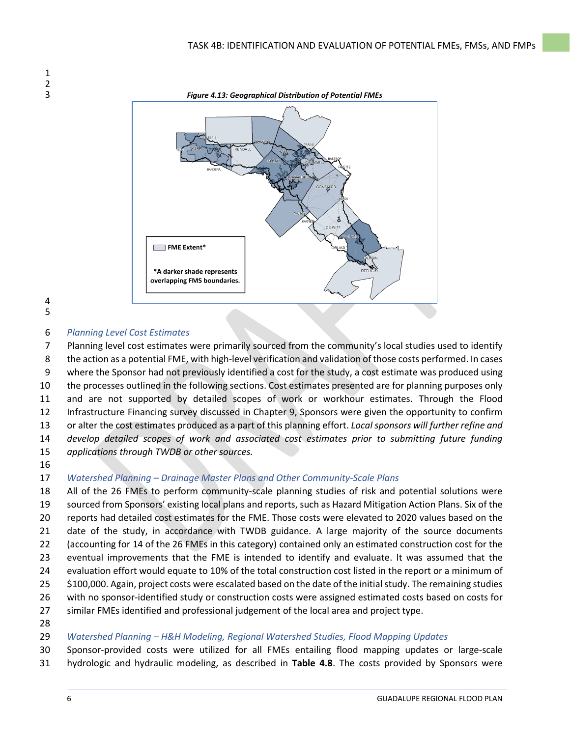*Figure 4.13: Geographical Distribution of Potential FMEs*

### *Planning Level Cost Estimates*

Planning level cost estimates were primarily sourced from the community's local studies used to identify the action as a potential FME, with high-level verification and validation of those costs performed. In cases where the Sponsor had not previously identified a cost for the study, a cost estimate was produced using the processes outlined in the following sections. Cost estimates presented are for planning purposes only and are not supported by detailed scopes of work or workhour estimates. Through the Flood Infrastructure Financing survey discussed in Chapter 9, Sponsors were given the opportunity to confirm or alter the cost estimates produced as a part of this planning effort. *Local sponsors will further refine and develop detailed scopes of work and associated cost estimates prior to submitting future funding applications through TWDB or other sources.*

### *Watershed Planning – Drainage Master Plans and Other Community-Scale Plans*

All of the 26 FMEs to perform community-scale planning studies of risk and potential solutions were sourced from Sponsors' existing local plans and reports, such as Hazard Mitigation Action Plans. Six of the reports had detailed cost estimates for the FME. Those costs were elevated to 2020 values based on the date of the study, in accordance with TWDB guidance. A large majority of the source documents (accounting for 14 of the 26 FMEs in this category) contained only an estimated construction cost for the eventual improvements that the FME is intended to identify and evaluate. It was assumed that the evaluation effort would equate to 10% of the total construction cost listed in the report or a minimum of $100,000. Again, project costs were escalated based on the date of the initial study. The remaining studies with no sponsor-identified study or construction costs were assigned estimated costs based on costs for similar FMEs identified and professional judgement of the local area and project type.

### *Watershed Planning – H&H Modeling, Regional Watershed Studies, Flood Mapping Updates*

Sponsor-provided costs were utilized for all FMEs entailing flood mapping updates or large-scale hydrologic and hydraulic modeling, as described in **Table 4.8**. The costs provided by Sponsors were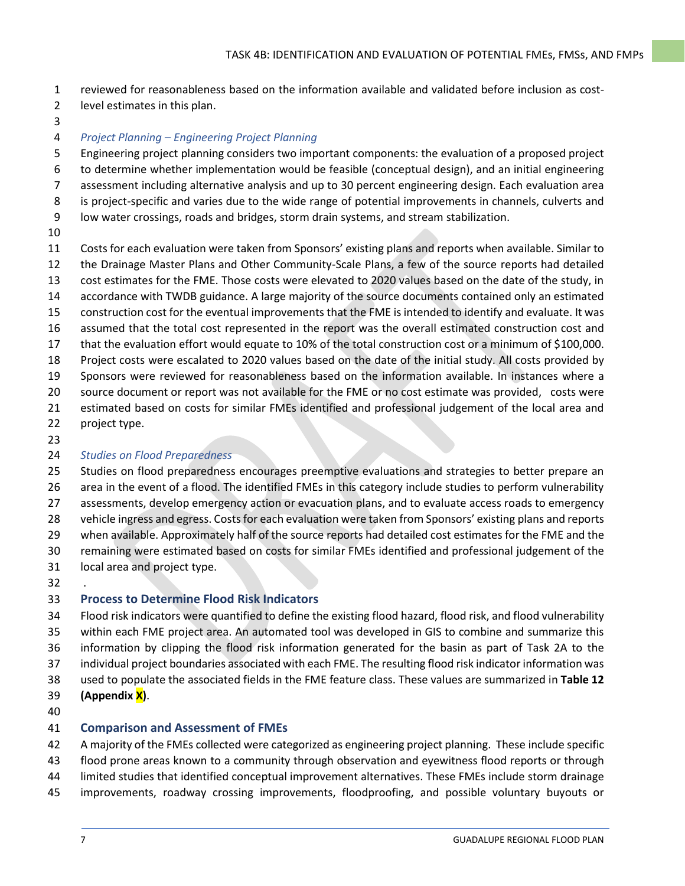reviewed for reasonableness based on the information available and validated before inclusion as cost-level estimates in this plan.

*Project Planning – Engineering Project Planning*

Engineering project planning considers two important components: the evaluation of a proposed project to determine whether implementation would be feasible (conceptual design), and an initial engineering assessment including alternative analysis and up to 30 percent engineering design. Each evaluation area is project-specific and varies due to the wide range of potential improvements in channels, culverts and low water crossings, roads and bridges, storm drain systems, and stream stabilization.

Costs for each evaluation were taken from Sponsors' existing plans and reports when available. Similar to the Drainage Master Plans and Other Community-Scale Plans, a few of the source reports had detailed cost estimates for the FME. Those costs were elevated to 2020 values based on the date of the study, in accordance with TWDB guidance. A large majority of the source documents contained only an estimated construction cost for the eventual improvements that the FME is intended to identify and evaluate. It was assumed that the total cost represented in the report was the overall estimated construction cost and that the evaluation effort would equate to 10% of the total construction cost or a minimum of $100,000. Project costs were escalated to 2020 values based on the date of the initial study. All costs provided by Sponsors were reviewed for reasonableness based on the information available. In instances where a source document or report was not available for the FME or no cost estimate was provided, costs were estimated based on costs for similar FMEs identified and professional judgement of the local area and project type.

*Studies on Flood Preparedness*

Studies on flood preparedness encourages preemptive evaluations and strategies to better prepare an area in the event of a flood. The identified FMEs in this category include studies to perform vulnerability assessments, develop emergency action or evacuation plans, and to evaluate access roads to emergency vehicle ingress and egress. Costs for each evaluation were taken from Sponsors' existing plans and reports when available. Approximately half of the source reports had detailed cost estimates for the FME and the remaining were estimated based on costs for similar FMEs identified and professional judgement of the local area and project type.

.

## Process to Determine Flood Risk Indicators

Flood risk indicators were quantified to define the existing flood hazard, flood risk, and flood vulnerability within each FME project area. An automated tool was developed in GIS to combine and summarize this information by clipping the flood risk information generated for the basin as part of Task 2A to the individual project boundaries associated with each FME. The resulting flood risk indicator information was used to populate the associated fields in the FME feature class. These values are summarized in **Table 12 (Appendix X)**.

## Comparison and Assessment of FMEs

A majority of the FMEs collected were categorized as engineering project planning. These include specific flood prone areas known to a community through observation and eyewitness flood reports or through limited studies that identified conceptual improvement alternatives. These FMEs include storm drainage improvements, roadway crossing improvements, floodproofing, and possible voluntary buyouts or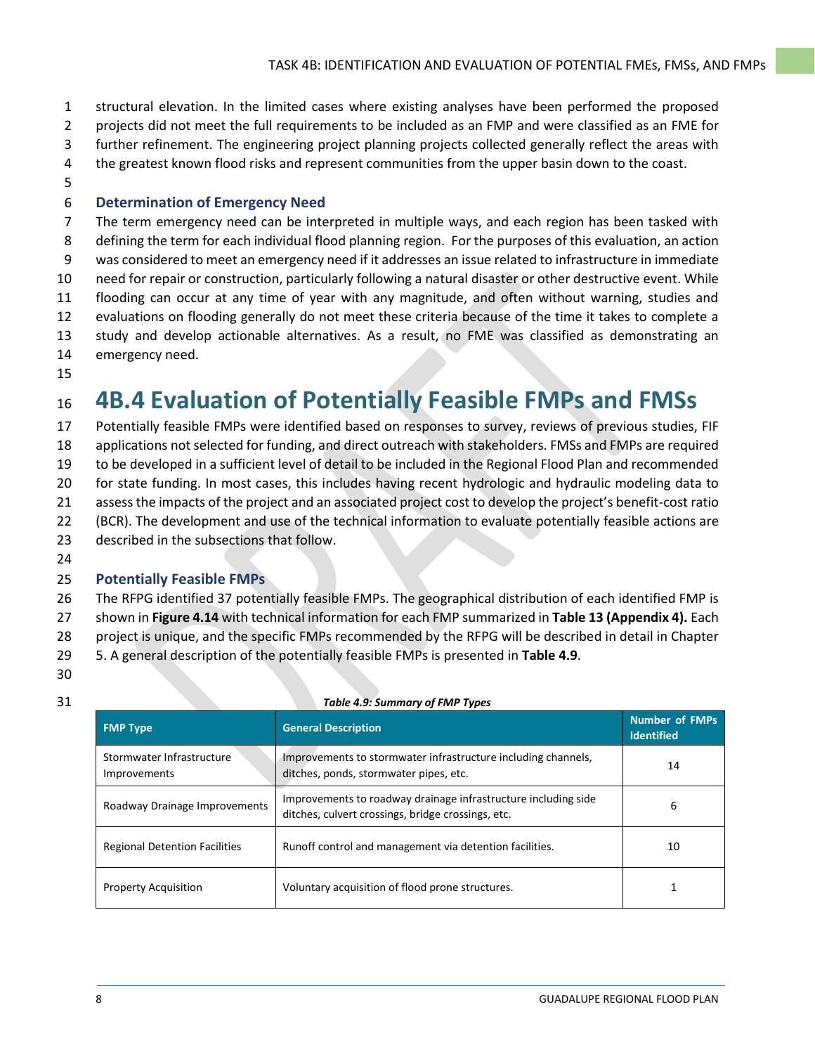structural elevation. In the limited cases where existing analyses have been performed the proposed projects did not meet the full requirements to be included as an FMP and were classified as an FME for further refinement. The engineering project planning projects collected generally reflect the areas with the greatest known flood risks and represent communities from the upper basin down to the coast.

### Determination of Emergency Need

The term emergency need can be interpreted in multiple ways, and each region has been tasked with defining the term for each individual flood planning region. For the purposes of this evaluation, an action was considered to meet an emergency need if it addresses an issue related to infrastructure in immediate need for repair or construction, particularly following a natural disaster or other destructive event. While flooding can occur at any time of year with any magnitude, and often without warning, studies and evaluations on flooding generally do not meet these criteria because of the time it takes to complete a study and develop actionable alternatives. As a result, no FME was classified as demonstrating an emergency need.

## 4B.4 Evaluation of Potentially Feasible FMPs and FMSs

Potentially feasible FMPs were identified based on responses to survey, reviews of previous studies, FIF applications not selected for funding, and direct outreach with stakeholders. FMSs and FMPs are required to be developed in a sufficient level of detail to be included in the Regional Flood Plan and recommended for state funding. In most cases, this includes having recent hydrologic and hydraulic modeling data to assess the impacts of the project and an associated project cost to develop the project's benefit-cost ratio (BCR). The development and use of the technical information to evaluate potentially feasible actions are described in the subsections that follow.

### Potentially Feasible FMPs

The RFPG identified 37 potentially feasible FMPs. The geographical distribution of each identified FMP is shown in **Figure 4.14** with technical information for each FMP summarized in **Table 13 (Appendix 4).** Each project is unique, and the specific FMPs recommended by the RFPG will be described in detail in Chapter 5. A general description of the potentially feasible FMPs is presented in **Table 4.9**.

***Table 4.9: Summary of FMP Types***

| FMP Type | General Description | Number of FMPs Identified |
|---|---|---|
| Stormwater Infrastructure Improvements | Improvements to stormwater infrastructure including channels, ditches, ponds, stormwater pipes, etc. | 14 |
| Roadway Drainage Improvements | Improvements to roadway drainage infrastructure including side ditches, culvert crossings, bridge crossings, etc. | 6 |
| Regional Detention Facilities | Runoff control and management via detention facilities. | 10 |
| Property Acquisition | Voluntary acquisition of flood prone structures. | 1 |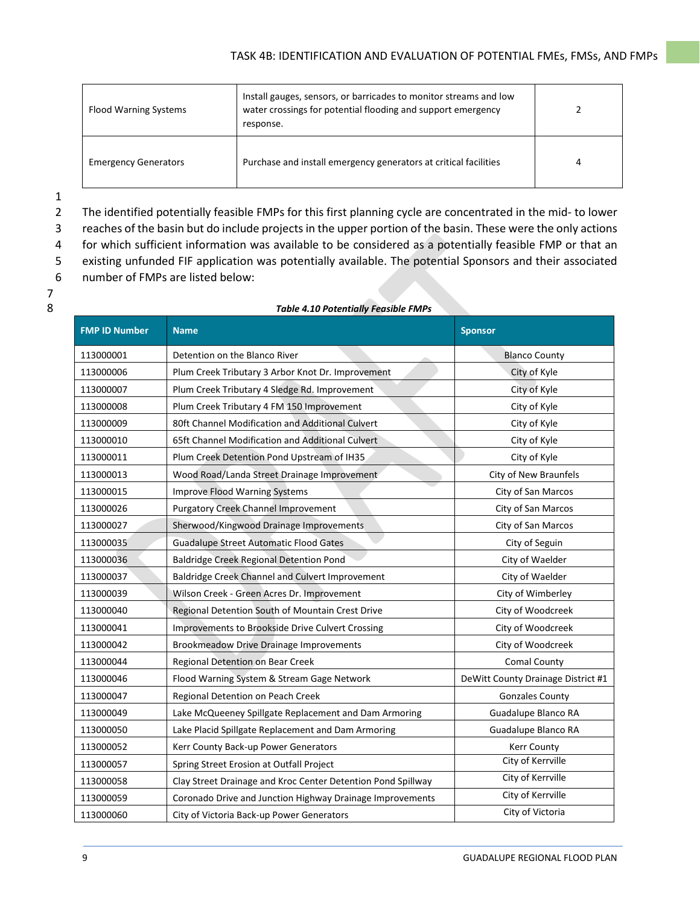| Flood Warning Systems | Install gauges, sensors, or barricades to monitor streams and low water crossings for potential flooding and support emergency response. | 2 |
|---|---|---|
| Emergency Generators | Purchase and install emergency generators at critical facilities | 4 |

The identified potentially feasible FMPs for this first planning cycle are concentrated in the mid- to lower reaches of the basin but do include projects in the upper portion of the basin. These were the only actions for which sufficient information was available to be considered as a potentially feasible FMP or that an existing unfunded FIF application was potentially available. The potential Sponsors and their associated number of FMPs are listed below:

***Table 4.10 Potentially Feasible FMPs***

| FMP ID Number | Name | Sponsor |
|---|---|---|
| 113000001 | Detention on the Blanco River | Blanco County |
| 113000006 | Plum Creek Tributary 3 Arbor Knot Dr. Improvement | City of Kyle |
| 113000007 | Plum Creek Tributary 4 Sledge Rd. Improvement | City of Kyle |
| 113000008 | Plum Creek Tributary 4 FM 150 Improvement | City of Kyle |
| 113000009 | 80ft Channel Modification and Additional Culvert | City of Kyle |
| 113000010 | 65ft Channel Modification and Additional Culvert | City of Kyle |
| 113000011 | Plum Creek Detention Pond Upstream of IH35 | City of Kyle |
| 113000013 | Wood Road/Landa Street Drainage Improvement | City of New Braunfels |
| 113000015 | Improve Flood Warning Systems | City of San Marcos |
| 113000026 | Purgatory Creek Channel Improvement | City of San Marcos |
| 113000027 | Sherwood/Kingwood Drainage Improvements | City of San Marcos |
| 113000035 | Guadalupe Street Automatic Flood Gates | City of Seguin |
| 113000036 | Baldridge Creek Regional Detention Pond | City of Waelder |
| 113000037 | Baldridge Creek Channel and Culvert Improvement | City of Waelder |
| 113000039 | Wilson Creek - Green Acres Dr. Improvement | City of Wimberley |
| 113000040 | Regional Detention South of Mountain Crest Drive | City of Woodcreek |
| 113000041 | Improvements to Brookside Drive Culvert Crossing | City of Woodcreek |
| 113000042 | Brookmeadow Drive Drainage Improvements | City of Woodcreek |
| 113000044 | Regional Detention on Bear Creek | Comal County |
| 113000046 | Flood Warning System & Stream Gage Network | DeWitt County Drainage District #1 |
| 113000047 | Regional Detention on Peach Creek | Gonzales County |
| 113000049 | Lake McQueeney Spillgate Replacement and Dam Armoring | Guadalupe Blanco RA |
| 113000050 | Lake Placid Spillgate Replacement and Dam Armoring | Guadalupe Blanco RA |
| 113000052 | Kerr County Back-up Power Generators | Kerr County |
| 113000057 | Spring Street Erosion at Outfall Project | City of Kerrville |
| 113000058 | Clay Street Drainage and Kroc Center Detention Pond Spillway | City of Kerrville |
| 113000059 | Coronado Drive and Junction Highway Drainage Improvements | City of Kerrville |
| 113000060 | City of Victoria Back-up Power Generators | City of Victoria |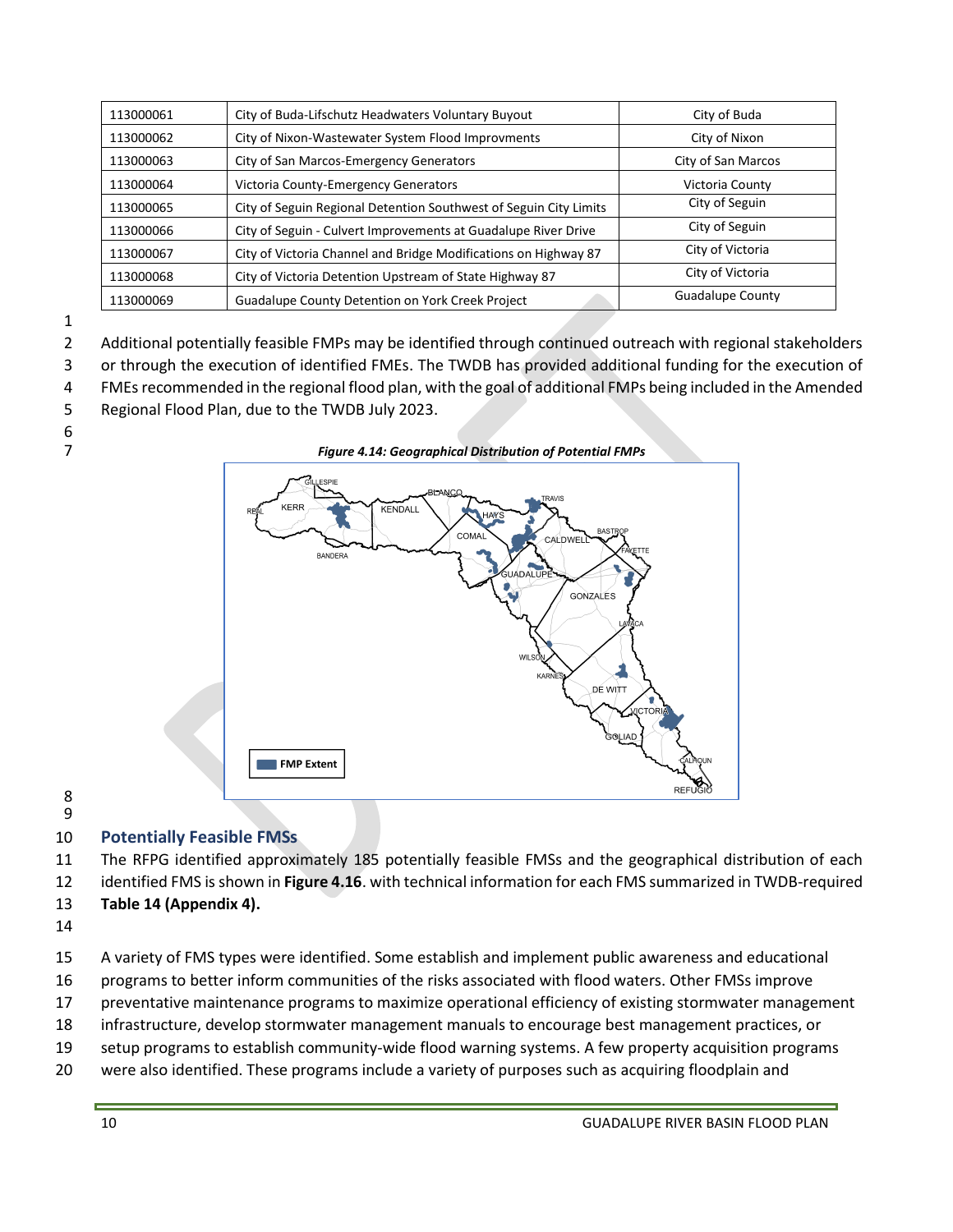| | | |
|---|---|---|
| 113000061 | City of Buda-Lifschutz Headwaters Voluntary Buyout | City of Buda |
| 113000062 | City of Nixon-Wastewater System Flood Improvments | City of Nixon |
| 113000063 | City of San Marcos-Emergency Generators | City of San Marcos |
| 113000064 | Victoria County-Emergency Generators | Victoria County |
| 113000065 | City of Seguin Regional Detention Southwest of Seguin City Limits | City of Seguin |
| 113000066 | City of Seguin - Culvert Improvements at Guadalupe River Drive | City of Seguin |
| 113000067 | City of Victoria Channel and Bridge Modifications on Highway 87 | City of Victoria |
| 113000068 | City of Victoria Detention Upstream of State Highway 87 | City of Victoria |
| 113000069 | Guadalupe County Detention on York Creek Project | Guadalupe County |

Additional potentially feasible FMPs may be identified through continued outreach with regional stakeholders or through the execution of identified FMEs. The TWDB has provided additional funding for the execution of FMEs recommended in the regional flood plan, with the goal of additional FMPs being included in the Amended Regional Flood Plan, due to the TWDB July 2023.

*Figure 4.14: Geographical Distribution of Potential FMPs*

## Potentially Feasible FMSs

The RFPG identified approximately 185 potentially feasible FMSs and the geographical distribution of each identified FMS is shown in **Figure 4.16**. with technical information for each FMS summarized in TWDB-required **Table 14 (Appendix 4).**

A variety of FMS types were identified. Some establish and implement public awareness and educational programs to better inform communities of the risks associated with flood waters. Other FMSs improve preventative maintenance programs to maximize operational efficiency of existing stormwater management infrastructure, develop stormwater management manuals to encourage best management practices, or setup programs to establish community-wide flood warning systems. A few property acquisition programs were also identified. These programs include a variety of purposes such as acquiring floodplain and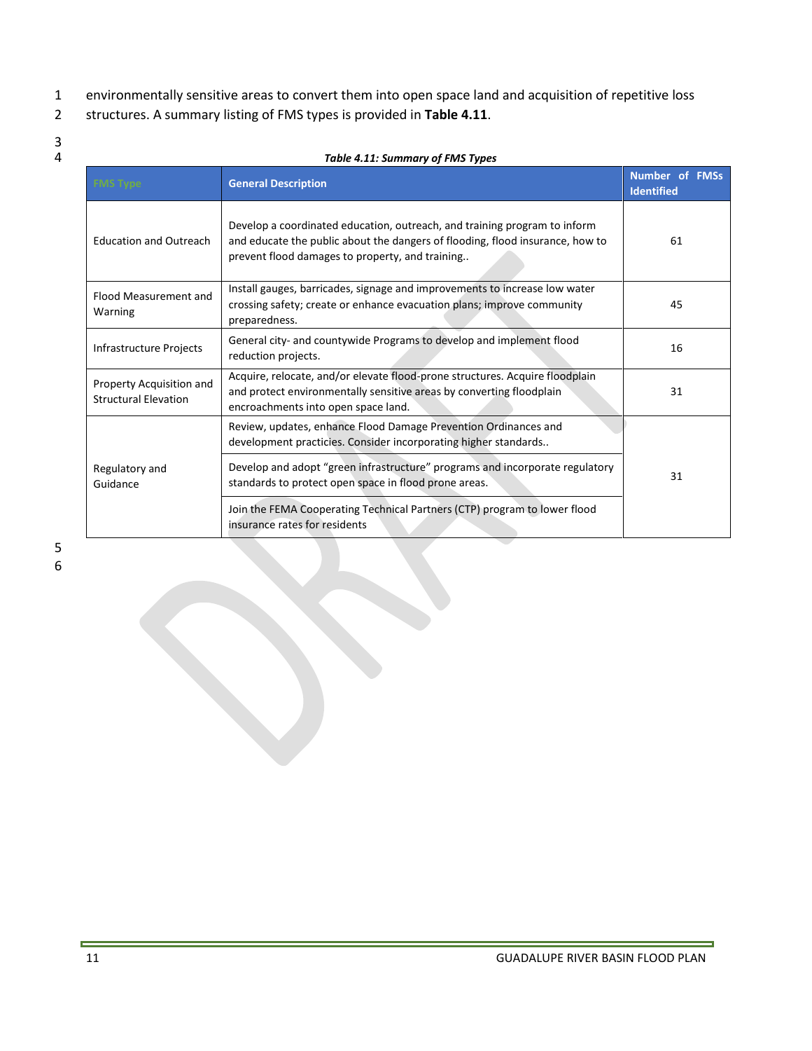environmentally sensitive areas to convert them into open space land and acquisition of repetitive loss structures. A summary listing of FMS types is provided in **Table 4.11**.

***Table 4.11: Summary of FMS Types***

| FMS Type | General Description | Number of FMSs Identified |
|---|---|---|
| Education and Outreach | Develop a coordinated education, outreach, and training program to inform and educate the public about the dangers of flooding, flood insurance, how to prevent flood damages to property, and training.. | 61 |
| Flood Measurement and Warning | Install gauges, barricades, signage and improvements to increase low water crossing safety; create or enhance evacuation plans; improve community preparedness. | 45 |
| Infrastructure Projects | General city- and countywide Programs to develop and implement flood reduction projects. | 16 |
| Property Acquisition and Structural Elevation | Acquire, relocate, and/or elevate flood-prone structures. Acquire floodplain and protect environmentally sensitive areas by converting floodplain encroachments into open space land. | 31 |
| Regulatory and Guidance | Review, updates, enhance Flood Damage Prevention Ordinances and development practicies. Consider incorporating higher standards.. | 31 |
| | Develop and adopt "green infrastructure" programs and incorporate regulatory standards to protect open space in flood prone areas. | |
| | Join the FEMA Cooperating Technical Partners (CTP) program to lower flood insurance rates for residents | |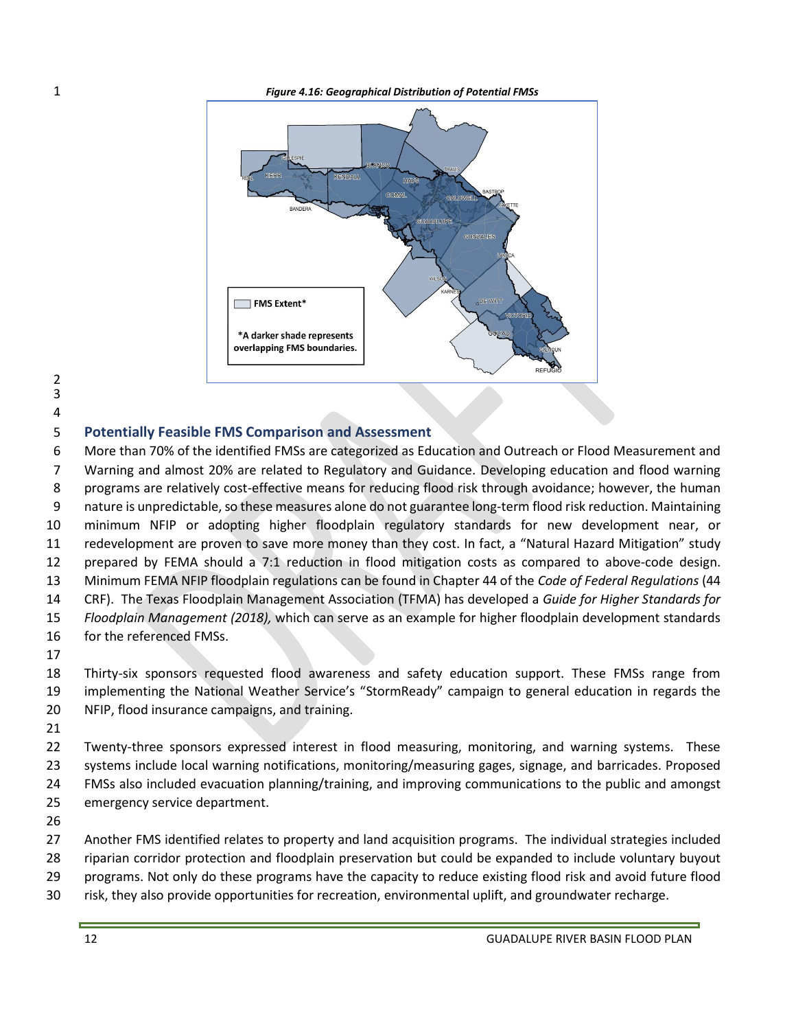*Figure 4.16: Geographical Distribution of Potential FMSs*

## Potentially Feasible FMS Comparison and Assessment

More than 70% of the identified FMSs are categorized as Education and Outreach or Flood Measurement and Warning and almost 20% are related to Regulatory and Guidance. Developing education and flood warning programs are relatively cost-effective means for reducing flood risk through avoidance; however, the human nature is unpredictable, so these measures alone do not guarantee long-term flood risk reduction. Maintaining minimum NFIP or adopting higher floodplain regulatory standards for new development near, or redevelopment are proven to save more money than they cost. In fact, a "Natural Hazard Mitigation" study prepared by FEMA should a 7:1 reduction in flood mitigation costs as compared to above-code design. Minimum FEMA NFIP floodplain regulations can be found in Chapter 44 of the *Code of Federal Regulations* (44 CRF). The Texas Floodplain Management Association (TFMA) has developed a *Guide for Higher Standards for Floodplain Management (2018),* which can serve as an example for higher floodplain development standards for the referenced FMSs.

Thirty-six sponsors requested flood awareness and safety education support. These FMSs range from implementing the National Weather Service's "StormReady" campaign to general education in regards the NFIP, flood insurance campaigns, and training.

Twenty-three sponsors expressed interest in flood measuring, monitoring, and warning systems. These systems include local warning notifications, monitoring/measuring gages, signage, and barricades. Proposed FMSs also included evacuation planning/training, and improving communications to the public and amongst emergency service department.

Another FMS identified relates to property and land acquisition programs. The individual strategies included riparian corridor protection and floodplain preservation but could be expanded to include voluntary buyout programs. Not only do these programs have the capacity to reduce existing flood risk and avoid future flood risk, they also provide opportunities for recreation, environmental uplift, and groundwater recharge.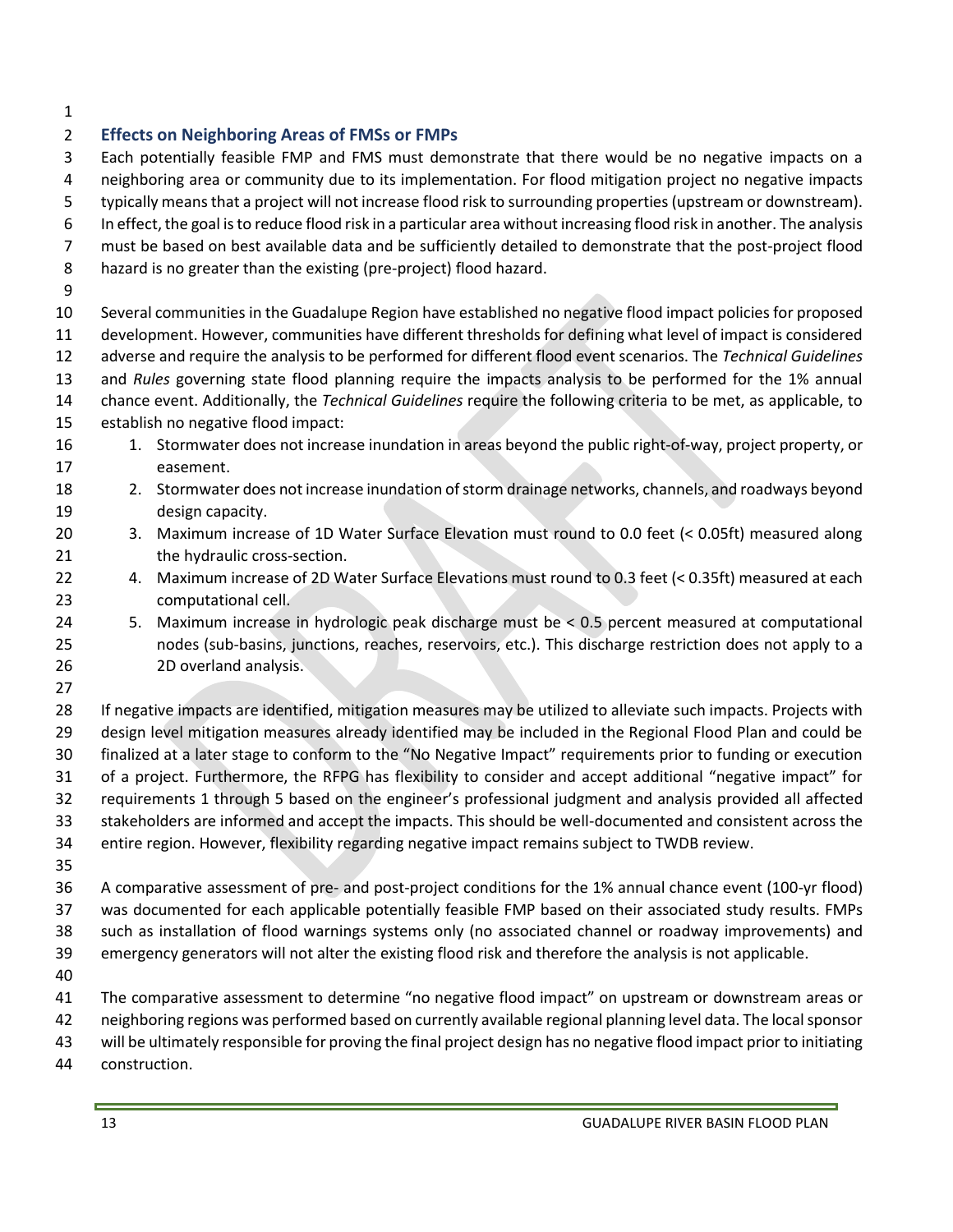## Effects on Neighboring Areas of FMSs or FMPs

Each potentially feasible FMP and FMS must demonstrate that there would be no negative impacts on a neighboring area or community due to its implementation. For flood mitigation project no negative impacts typically means that a project will not increase flood risk to surrounding properties (upstream or downstream). In effect, the goal is to reduce flood risk in a particular area without increasing flood risk in another. The analysis must be based on best available data and be sufficiently detailed to demonstrate that the post-project flood hazard is no greater than the existing (pre-project) flood hazard.

Several communities in the Guadalupe Region have established no negative flood impact policies for proposed development. However, communities have different thresholds for defining what level of impact is considered adverse and require the analysis to be performed for different flood event scenarios. The *Technical Guidelines* and *Rules* governing state flood planning require the impacts analysis to be performed for the 1% annual chance event. Additionally, the *Technical Guidelines* require the following criteria to be met, as applicable, to establish no negative flood impact:

1. Stormwater does not increase inundation in areas beyond the public right-of-way, project property, or easement.
2. Stormwater does not increase inundation of storm drainage networks, channels, and roadways beyond design capacity.
3. Maximum increase of 1D Water Surface Elevation must round to 0.0 feet (< 0.05ft) measured along the hydraulic cross-section.
4. Maximum increase of 2D Water Surface Elevations must round to 0.3 feet (< 0.35ft) measured at each computational cell.
5. Maximum increase in hydrologic peak discharge must be < 0.5 percent measured at computational nodes (sub-basins, junctions, reaches, reservoirs, etc.). This discharge restriction does not apply to a 2D overland analysis.

If negative impacts are identified, mitigation measures may be utilized to alleviate such impacts. Projects with design level mitigation measures already identified may be included in the Regional Flood Plan and could be finalized at a later stage to conform to the "No Negative Impact" requirements prior to funding or execution of a project. Furthermore, the RFPG has flexibility to consider and accept additional "negative impact" for requirements 1 through 5 based on the engineer's professional judgment and analysis provided all affected stakeholders are informed and accept the impacts. This should be well-documented and consistent across the entire region. However, flexibility regarding negative impact remains subject to TWDB review.

A comparative assessment of pre- and post-project conditions for the 1% annual chance event (100-yr flood) was documented for each applicable potentially feasible FMP based on their associated study results. FMPs such as installation of flood warnings systems only (no associated channel or roadway improvements) and emergency generators will not alter the existing flood risk and therefore the analysis is not applicable.

The comparative assessment to determine "no negative flood impact" on upstream or downstream areas or neighboring regions was performed based on currently available regional planning level data. The local sponsor will be ultimately responsible for proving the final project design has no negative flood impact prior to initiating construction.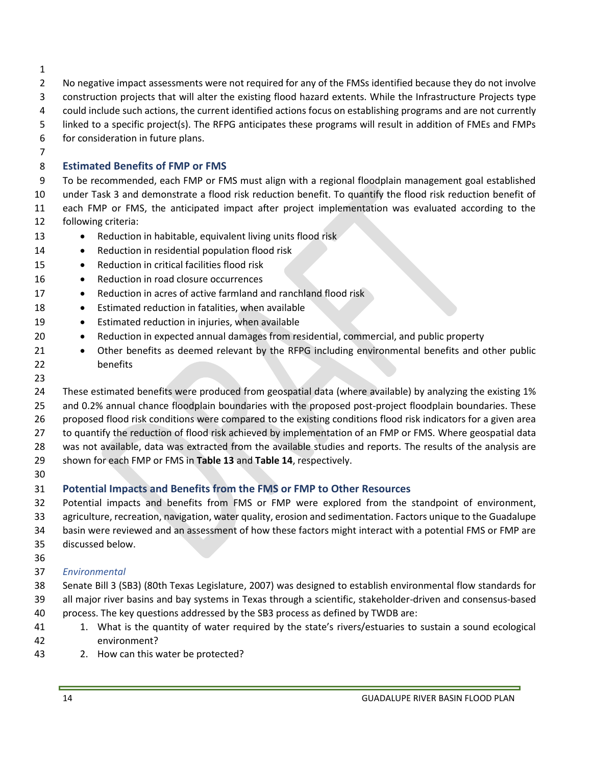No negative impact assessments were not required for any of the FMSs identified because they do not involve construction projects that will alter the existing flood hazard extents. While the Infrastructure Projects type could include such actions, the current identified actions focus on establishing programs and are not currently linked to a specific project(s). The RFPG anticipates these programs will result in addition of FMEs and FMPs for consideration in future plans.

## Estimated Benefits of FMP or FMS

To be recommended, each FMP or FMS must align with a regional floodplain management goal established under Task 3 and demonstrate a flood risk reduction benefit. To quantify the flood risk reduction benefit of each FMP or FMS, the anticipated impact after project implementation was evaluated according to the following criteria:

- Reduction in habitable, equivalent living units flood risk
- Reduction in residential population flood risk
- Reduction in critical facilities flood risk
- Reduction in road closure occurrences
- Reduction in acres of active farmland and ranchland flood risk
- Estimated reduction in fatalities, when available
- Estimated reduction in injuries, when available
- Reduction in expected annual damages from residential, commercial, and public property
- Other benefits as deemed relevant by the RFPG including environmental benefits and other public benefits

These estimated benefits were produced from geospatial data (where available) by analyzing the existing 1% and 0.2% annual chance floodplain boundaries with the proposed post-project floodplain boundaries. These proposed flood risk conditions were compared to the existing conditions flood risk indicators for a given area to quantify the reduction of flood risk achieved by implementation of an FMP or FMS. Where geospatial data was not available, data was extracted from the available studies and reports. The results of the analysis are shown for each FMP or FMS in **Table 13** and **Table 14**, respectively.

## Potential Impacts and Benefits from the FMS or FMP to Other Resources

Potential impacts and benefits from FMS or FMP were explored from the standpoint of environment, agriculture, recreation, navigation, water quality, erosion and sedimentation. Factors unique to the Guadalupe basin were reviewed and an assessment of how these factors might interact with a potential FMS or FMP are discussed below.

### *Environmental*

Senate Bill 3 (SB3) (80th Texas Legislature, 2007) was designed to establish environmental flow standards for all major river basins and bay systems in Texas through a scientific, stakeholder-driven and consensus-based process. The key questions addressed by the SB3 process as defined by TWDB are:

1. What is the quantity of water required by the state's rivers/estuaries to sustain a sound ecological environment?
2. How can this water be protected?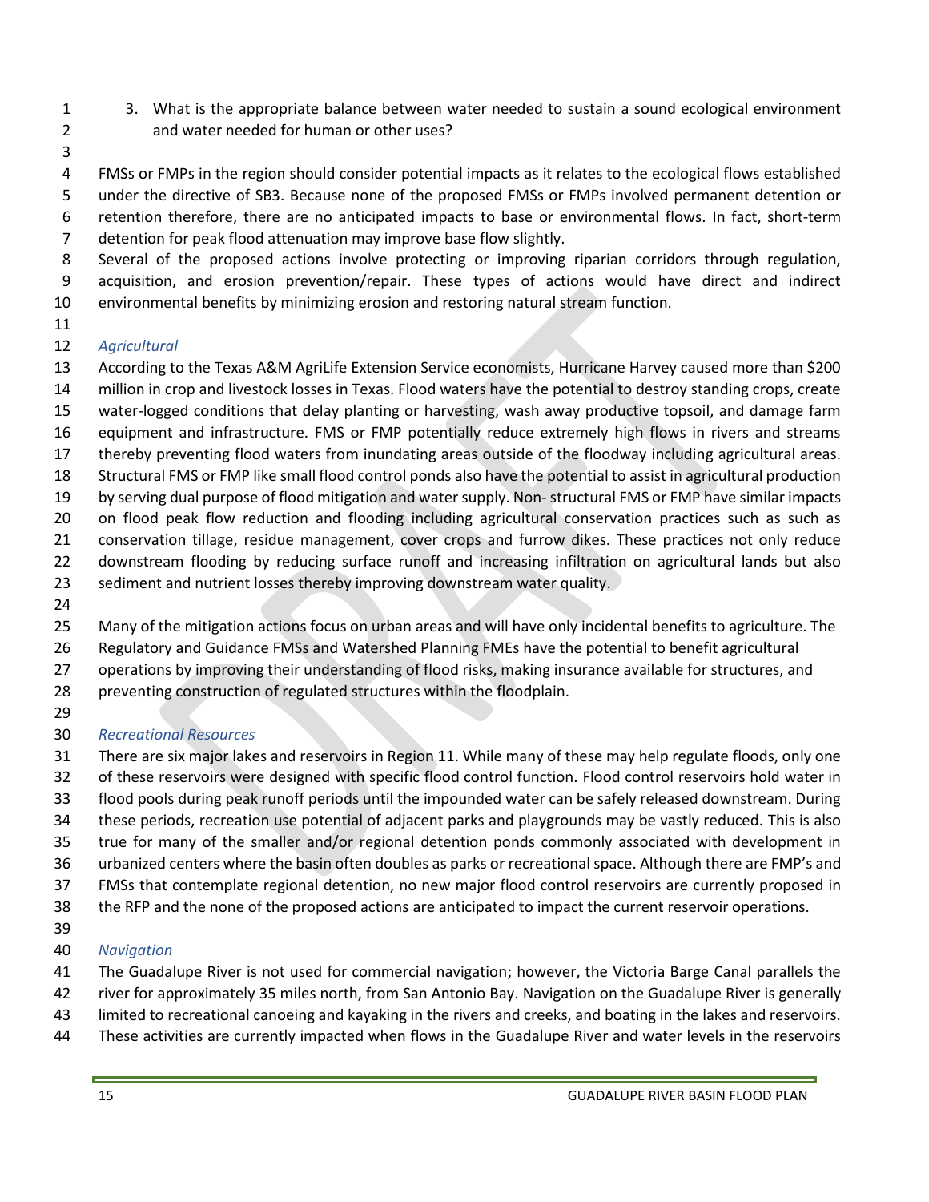3. What is the appropriate balance between water needed to sustain a sound ecological environment and water needed for human or other uses?

FMSs or FMPs in the region should consider potential impacts as it relates to the ecological flows established under the directive of SB3. Because none of the proposed FMSs or FMPs involved permanent detention or retention therefore, there are no anticipated impacts to base or environmental flows. In fact, short-term detention for peak flood attenuation may improve base flow slightly.
Several of the proposed actions involve protecting or improving riparian corridors through regulation, acquisition, and erosion prevention/repair. These types of actions would have direct and indirect environmental benefits by minimizing erosion and restoring natural stream function.

*Agricultural*

According to the Texas A&M AgriLife Extension Service economists, Hurricane Harvey caused more than $200 million in crop and livestock losses in Texas. Flood waters have the potential to destroy standing crops, create water-logged conditions that delay planting or harvesting, wash away productive topsoil, and damage farm equipment and infrastructure. FMS or FMP potentially reduce extremely high flows in rivers and streams thereby preventing flood waters from inundating areas outside of the floodway including agricultural areas. Structural FMS or FMP like small flood control ponds also have the potential to assist in agricultural production by serving dual purpose of flood mitigation and water supply. Non- structural FMS or FMP have similar impacts on flood peak flow reduction and flooding including agricultural conservation practices such as such as conservation tillage, residue management, cover crops and furrow dikes. These practices not only reduce downstream flooding by reducing surface runoff and increasing infiltration on agricultural lands but also sediment and nutrient losses thereby improving downstream water quality.

Many of the mitigation actions focus on urban areas and will have only incidental benefits to agriculture. The Regulatory and Guidance FMSs and Watershed Planning FMEs have the potential to benefit agricultural operations by improving their understanding of flood risks, making insurance available for structures, and preventing construction of regulated structures within the floodplain.

*Recreational Resources*

There are six major lakes and reservoirs in Region 11. While many of these may help regulate floods, only one of these reservoirs were designed with specific flood control function. Flood control reservoirs hold water in flood pools during peak runoff periods until the impounded water can be safely released downstream. During these periods, recreation use potential of adjacent parks and playgrounds may be vastly reduced. This is also true for many of the smaller and/or regional detention ponds commonly associated with development in urbanized centers where the basin often doubles as parks or recreational space. Although there are FMP's and FMSs that contemplate regional detention, no new major flood control reservoirs are currently proposed in the RFP and the none of the proposed actions are anticipated to impact the current reservoir operations.

*Navigation*

The Guadalupe River is not used for commercial navigation; however, the Victoria Barge Canal parallels the river for approximately 35 miles north, from San Antonio Bay. Navigation on the Guadalupe River is generally limited to recreational canoeing and kayaking in the rivers and creeks, and boating in the lakes and reservoirs. These activities are currently impacted when flows in the Guadalupe River and water levels in the reservoirs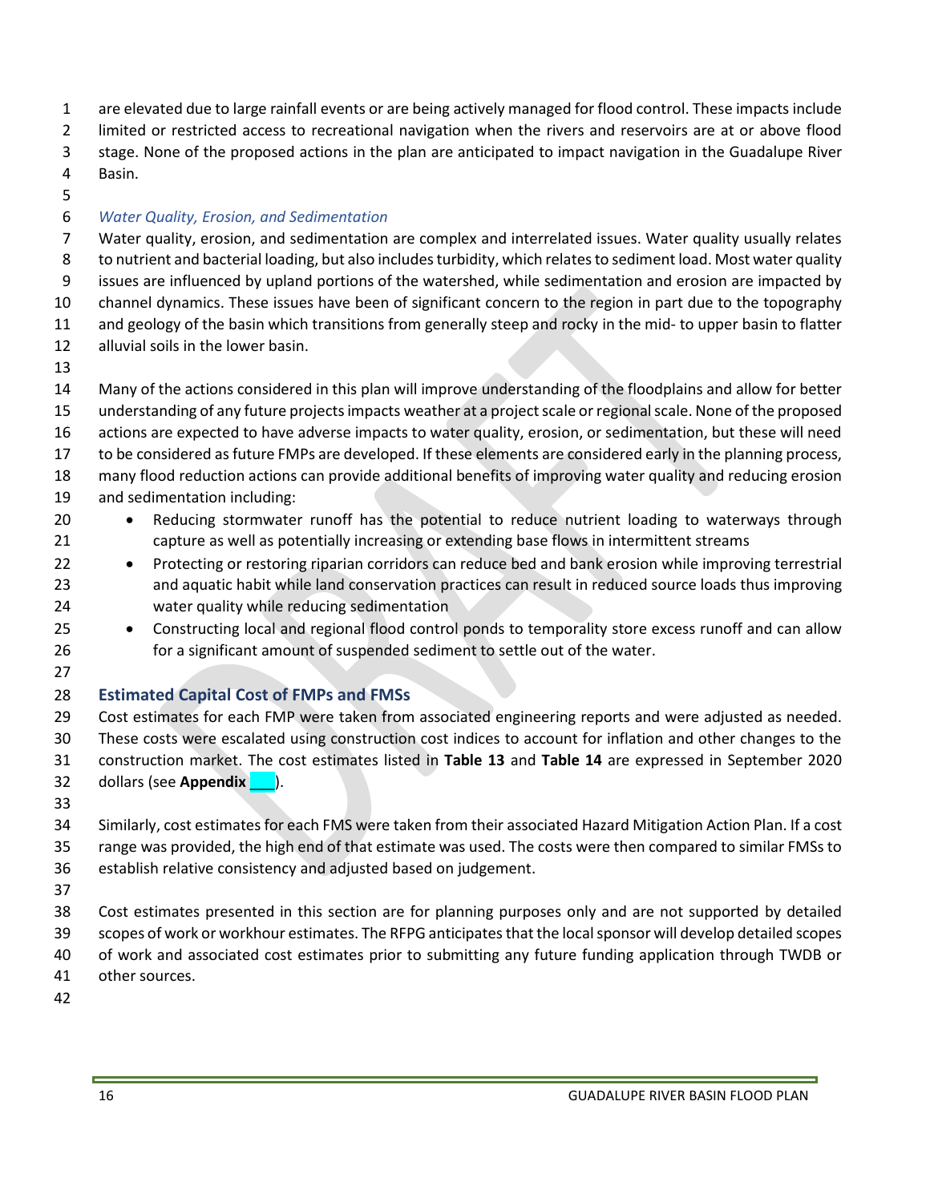are elevated due to large rainfall events or are being actively managed for flood control. These impacts include limited or restricted access to recreational navigation when the rivers and reservoirs are at or above flood stage. None of the proposed actions in the plan are anticipated to impact navigation in the Guadalupe River Basin.

*Water Quality, Erosion, and Sedimentation*

Water quality, erosion, and sedimentation are complex and interrelated issues. Water quality usually relates to nutrient and bacterial loading, but also includes turbidity, which relates to sediment load. Most water quality issues are influenced by upland portions of the watershed, while sedimentation and erosion are impacted by channel dynamics. These issues have been of significant concern to the region in part due to the topography and geology of the basin which transitions from generally steep and rocky in the mid- to upper basin to flatter alluvial soils in the lower basin.

Many of the actions considered in this plan will improve understanding of the floodplains and allow for better understanding of any future projects impacts weather at a project scale or regional scale. None of the proposed actions are expected to have adverse impacts to water quality, erosion, or sedimentation, but these will need to be considered as future FMPs are developed. If these elements are considered early in the planning process, many flood reduction actions can provide additional benefits of improving water quality and reducing erosion and sedimentation including:

- Reducing stormwater runoff has the potential to reduce nutrient loading to waterways through capture as well as potentially increasing or extending base flows in intermittent streams
- Protecting or restoring riparian corridors can reduce bed and bank erosion while improving terrestrial and aquatic habit while land conservation practices can result in reduced source loads thus improving water quality while reducing sedimentation
- Constructing local and regional flood control ponds to temporality store excess runoff and can allow for a significant amount of suspended sediment to settle out of the water.

## Estimated Capital Cost of FMPs and FMSs

Cost estimates for each FMP were taken from associated engineering reports and were adjusted as needed. These costs were escalated using construction cost indices to account for inflation and other changes to the construction market. The cost estimates listed in **Table 13** and **Table 14** are expressed in September 2020 dollars (see **Appendix ___**).

Similarly, cost estimates for each FMS were taken from their associated Hazard Mitigation Action Plan. If a cost range was provided, the high end of that estimate was used. The costs were then compared to similar FMSs to establish relative consistency and adjusted based on judgement.

Cost estimates presented in this section are for planning purposes only and are not supported by detailed scopes of work or workhour estimates. The RFPG anticipates that the local sponsor will develop detailed scopes of work and associated cost estimates prior to submitting any future funding application through TWDB or other sources.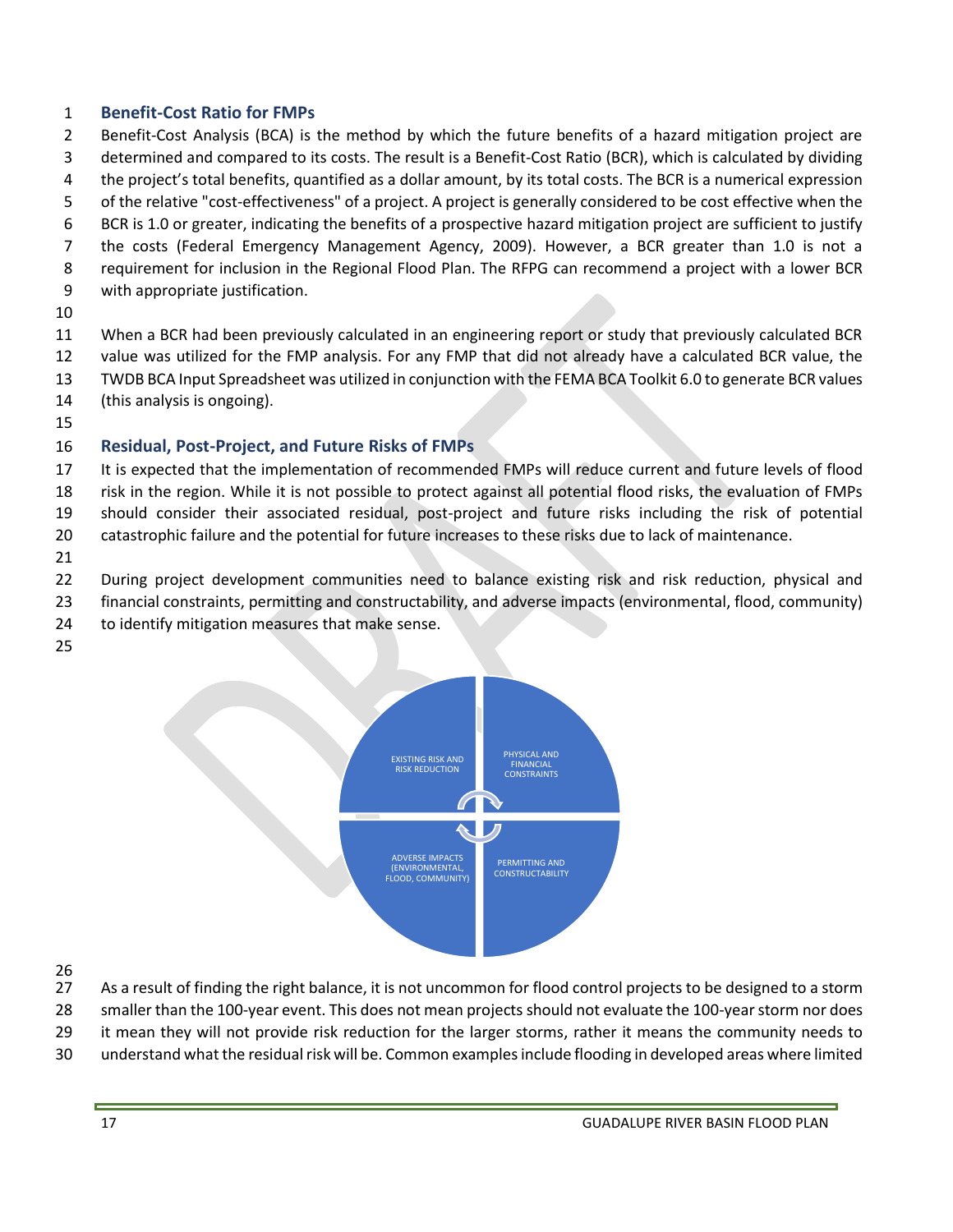## Benefit-Cost Ratio for FMPs

Benefit-Cost Analysis (BCA) is the method by which the future benefits of a hazard mitigation project are determined and compared to its costs. The result is a Benefit-Cost Ratio (BCR), which is calculated by dividing the project's total benefits, quantified as a dollar amount, by its total costs. The BCR is a numerical expression of the relative "cost-effectiveness" of a project. A project is generally considered to be cost effective when the BCR is 1.0 or greater, indicating the benefits of a prospective hazard mitigation project are sufficient to justify the costs (Federal Emergency Management Agency, 2009). However, a BCR greater than 1.0 is not a requirement for inclusion in the Regional Flood Plan. The RFPG can recommend a project with a lower BCR with appropriate justification.

When a BCR had been previously calculated in an engineering report or study that previously calculated BCR value was utilized for the FMP analysis. For any FMP that did not already have a calculated BCR value, the TWDB BCA Input Spreadsheet was utilized in conjunction with the FEMA BCA Toolkit 6.0 to generate BCR values (this analysis is ongoing).

## Residual, Post-Project, and Future Risks of FMPs

It is expected that the implementation of recommended FMPs will reduce current and future levels of flood risk in the region. While it is not possible to protect against all potential flood risks, the evaluation of FMPs should consider their associated residual, post-project and future risks including the risk of potential catastrophic failure and the potential for future increases to these risks due to lack of maintenance.

During project development communities need to balance existing risk and risk reduction, physical and financial constraints, permitting and constructability, and adverse impacts (environmental, flood, community) to identify mitigation measures that make sense.

EXISTING RISK AND RISK REDUCTION | PHYSICAL AND FINANCIAL CONSTRAINTS | ADVERSE IMPACTS (ENVIRONMENTAL, FLOOD, COMMUNITY) | PERMITTING AND CONSTRUCTABILITY

As a result of finding the right balance, it is not uncommon for flood control projects to be designed to a storm smaller than the 100-year event. This does not mean projects should not evaluate the 100-year storm nor does it mean they will not provide risk reduction for the larger storms, rather it means the community needs to understand what the residual risk will be. Common examples include flooding in developed areas where limited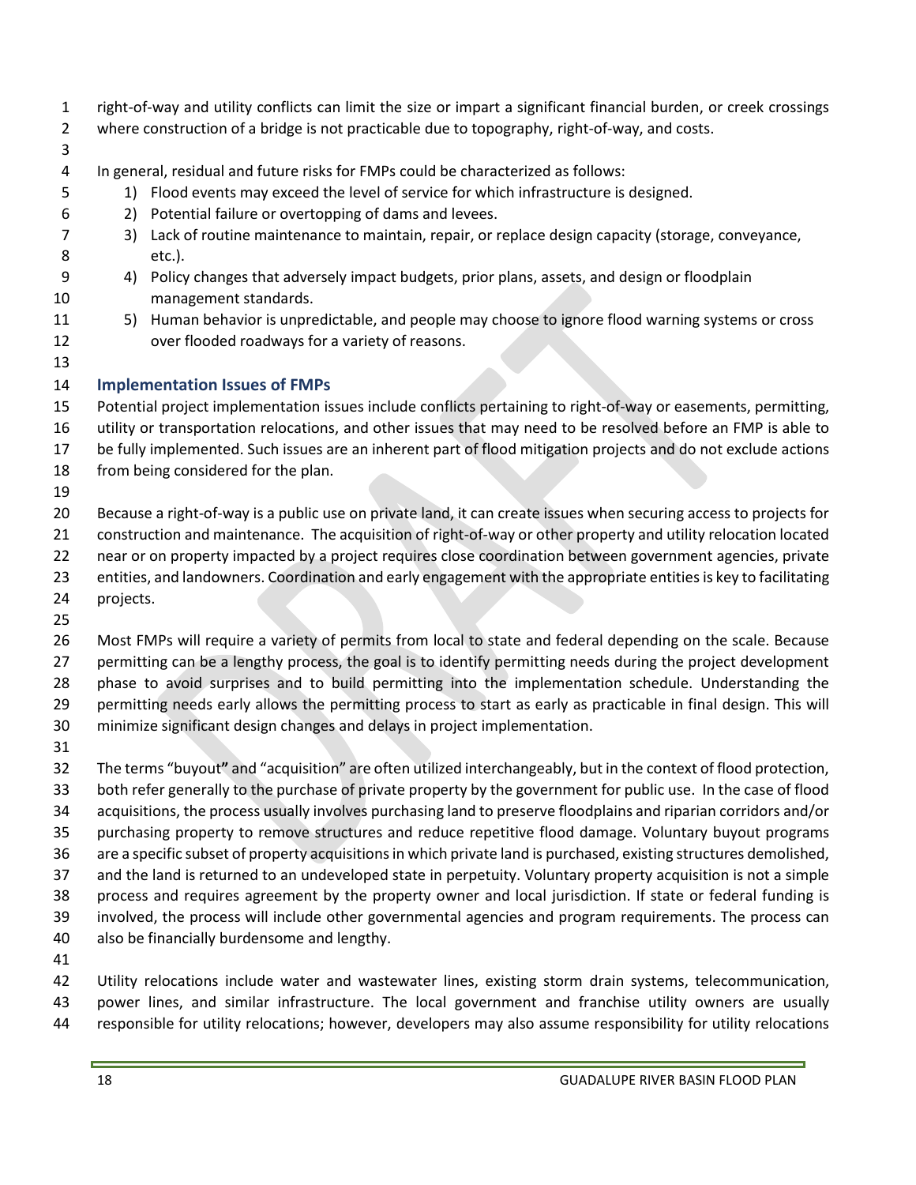right-of-way and utility conflicts can limit the size or impart a significant financial burden, or creek crossings where construction of a bridge is not practicable due to topography, right-of-way, and costs.

In general, residual and future risks for FMPs could be characterized as follows:

1) Flood events may exceed the level of service for which infrastructure is designed.
2) Potential failure or overtopping of dams and levees.
3) Lack of routine maintenance to maintain, repair, or replace design capacity (storage, conveyance, etc.).
4) Policy changes that adversely impact budgets, prior plans, assets, and design or floodplain management standards.
5) Human behavior is unpredictable, and people may choose to ignore flood warning systems or cross over flooded roadways for a variety of reasons.

## Implementation Issues of FMPs

Potential project implementation issues include conflicts pertaining to right-of-way or easements, permitting, utility or transportation relocations, and other issues that may need to be resolved before an FMP is able to be fully implemented. Such issues are an inherent part of flood mitigation projects and do not exclude actions from being considered for the plan.

Because a right-of-way is a public use on private land, it can create issues when securing access to projects for construction and maintenance. The acquisition of right-of-way or other property and utility relocation located near or on property impacted by a project requires close coordination between government agencies, private entities, and landowners. Coordination and early engagement with the appropriate entities is key to facilitating projects.

Most FMPs will require a variety of permits from local to state and federal depending on the scale. Because permitting can be a lengthy process, the goal is to identify permitting needs during the project development phase to avoid surprises and to build permitting into the implementation schedule. Understanding the permitting needs early allows the permitting process to start as early as practicable in final design. This will minimize significant design changes and delays in project implementation.

The terms "buyout**"** and "acquisition" are often utilized interchangeably, but in the context of flood protection, both refer generally to the purchase of private property by the government for public use. In the case of flood acquisitions, the process usually involves purchasing land to preserve floodplains and riparian corridors and/or purchasing property to remove structures and reduce repetitive flood damage. Voluntary buyout programs are a specific subset of property acquisitions in which private land is purchased, existing structures demolished, and the land is returned to an undeveloped state in perpetuity. Voluntary property acquisition is not a simple process and requires agreement by the property owner and local jurisdiction. If state or federal funding is involved, the process will include other governmental agencies and program requirements. The process can also be financially burdensome and lengthy.

Utility relocations include water and wastewater lines, existing storm drain systems, telecommunication, power lines, and similar infrastructure. The local government and franchise utility owners are usually responsible for utility relocations; however, developers may also assume responsibility for utility relocations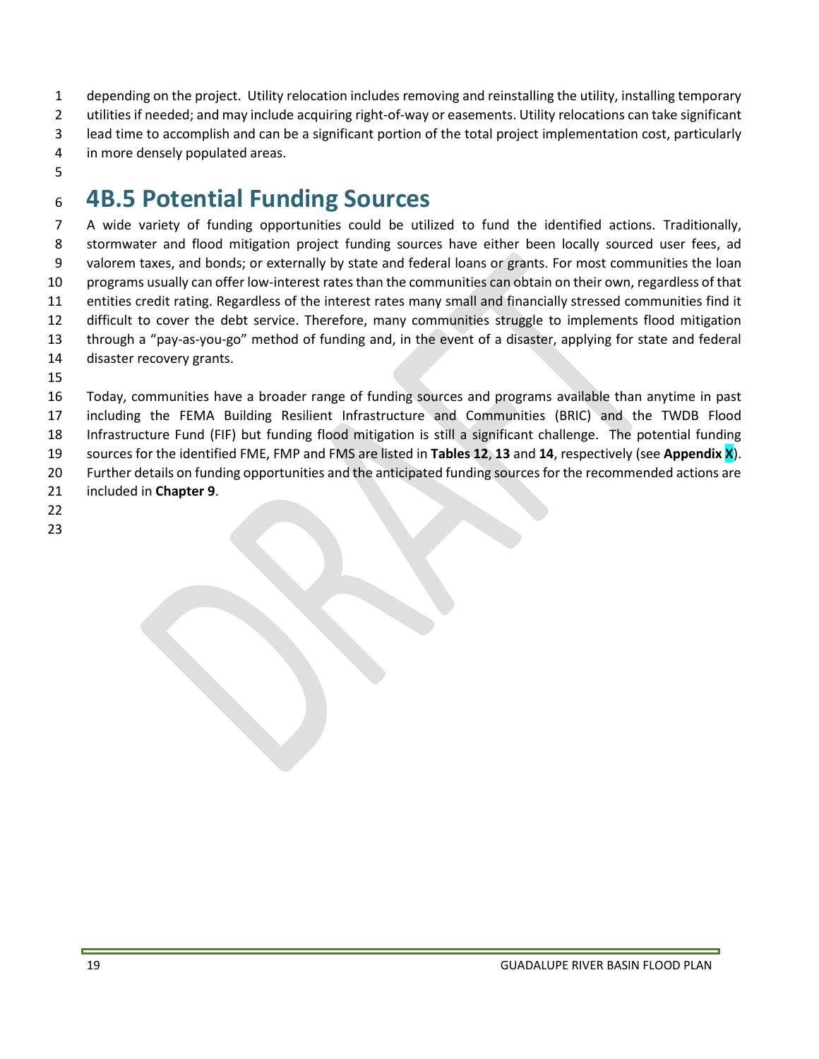depending on the project. Utility relocation includes removing and reinstalling the utility, installing temporary utilities if needed; and may include acquiring right-of-way or easements. Utility relocations can take significant lead time to accomplish and can be a significant portion of the total project implementation cost, particularly in more densely populated areas.

## 4B.5 Potential Funding Sources

A wide variety of funding opportunities could be utilized to fund the identified actions. Traditionally, stormwater and flood mitigation project funding sources have either been locally sourced user fees, ad valorem taxes, and bonds; or externally by state and federal loans or grants. For most communities the loan programs usually can offer low-interest rates than the communities can obtain on their own, regardless of that entities credit rating. Regardless of the interest rates many small and financially stressed communities find it difficult to cover the debt service. Therefore, many communities struggle to implements flood mitigation through a "pay-as-you-go" method of funding and, in the event of a disaster, applying for state and federal disaster recovery grants.

Today, communities have a broader range of funding sources and programs available than anytime in past including the FEMA Building Resilient Infrastructure and Communities (BRIC) and the TWDB Flood Infrastructure Fund (FIF) but funding flood mitigation is still a significant challenge. The potential funding sources for the identified FME, FMP and FMS are listed in **Tables 12**, **13** and **14**, respectively (see **Appendix X**). Further details on funding opportunities and the anticipated funding sources for the recommended actions are included in **Chapter 9**.